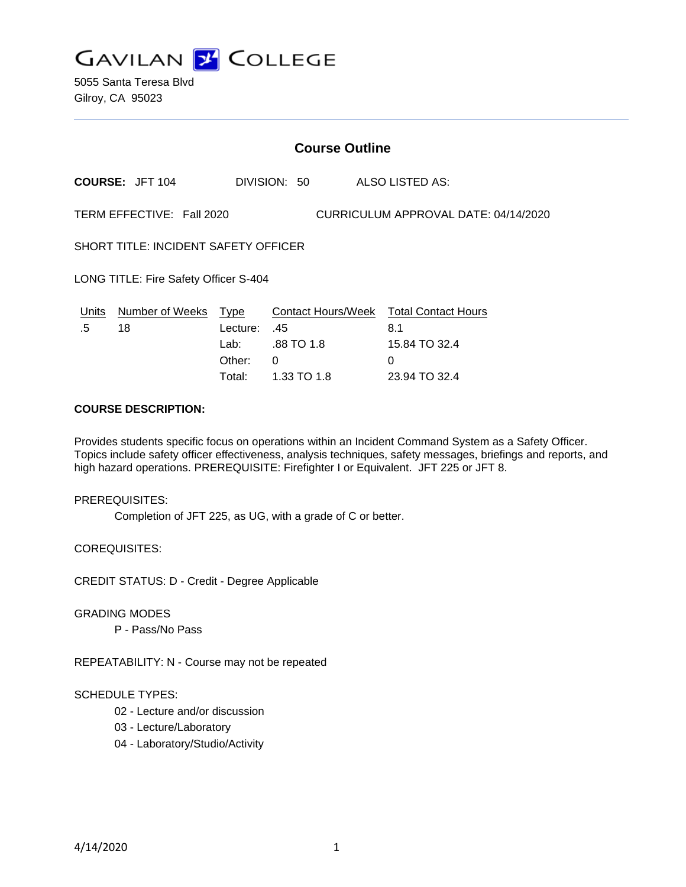# GAVILAN COLLEGE

5055 Santa Teresa Blvd
Gilroy, CA 95023

## Course Outline

**COURSE:** JFT 104 DIVISION: 50 ALSO LISTED AS:

TERM EFFECTIVE: Fall 2020 CURRICULUM APPROVAL DATE: 04/14/2020

SHORT TITLE: INCIDENT SAFETY OFFICER

LONG TITLE: Fire Safety Officer S-404

| Units | Number of Weeks | Type | Contact Hours/Week | Total Contact Hours |
|---|---|---|---|---|
| .5 | 18 | Lecture: | .45 | 8.1 |
| | | Lab: | .88 TO 1.8 | 15.84 TO 32.4 |
| | | Other: | 0 | 0 |
| | | Total: | 1.33 TO 1.8 | 23.94 TO 32.4 |

**COURSE DESCRIPTION:**

Provides students specific focus on operations within an Incident Command System as a Safety Officer. Topics include safety officer effectiveness, analysis techniques, safety messages, briefings and reports, and high hazard operations. PREREQUISITE: Firefighter I or Equivalent. JFT 225 or JFT 8.

PREREQUISITES:

Completion of JFT 225, as UG, with a grade of C or better.

COREQUISITES:

CREDIT STATUS: D - Credit - Degree Applicable

GRADING MODES

P - Pass/No Pass

REPEATABILITY: N - Course may not be repeated

SCHEDULE TYPES:

02 - Lecture and/or discussion
03 - Lecture/Laboratory
04 - Laboratory/Studio/Activity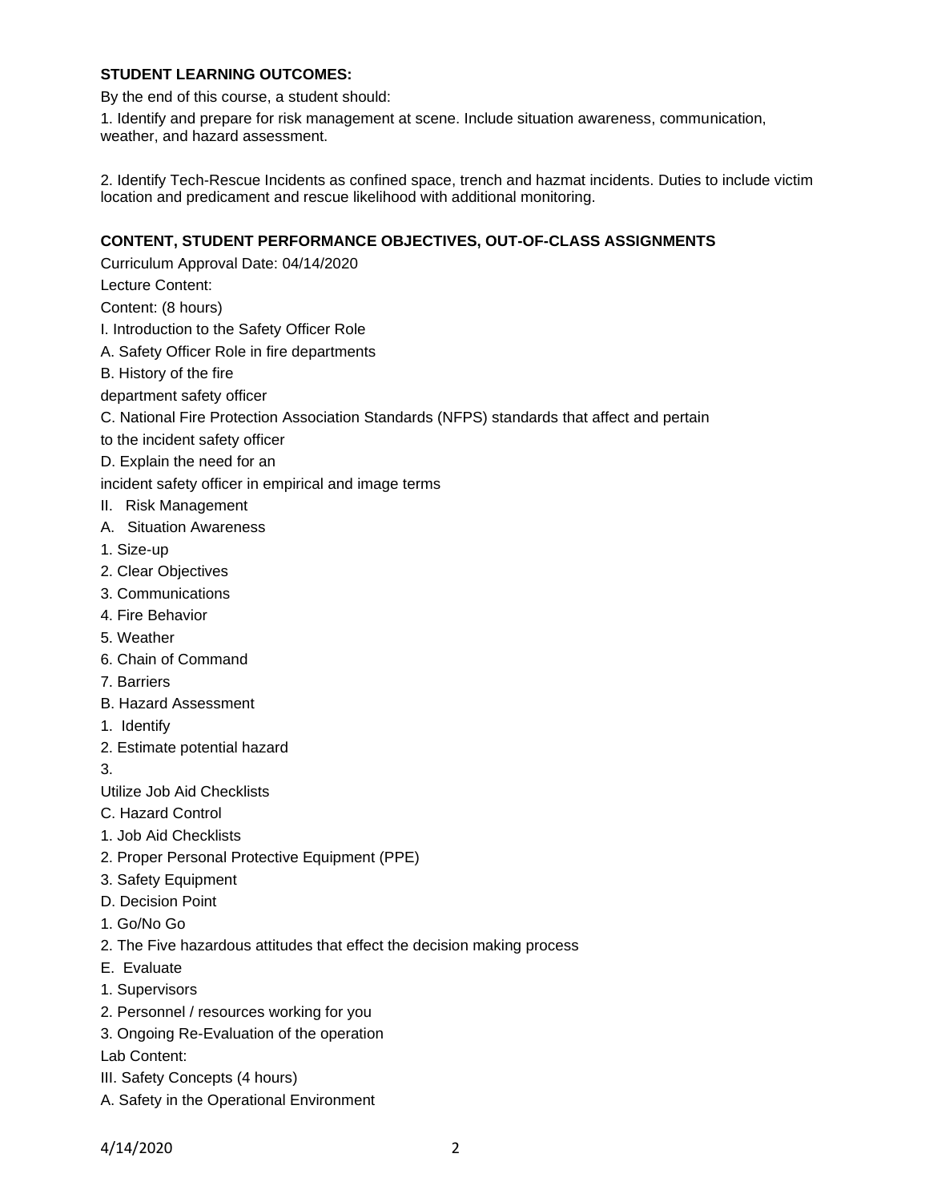**STUDENT LEARNING OUTCOMES:**

By the end of this course, a student should:

1. Identify and prepare for risk management at scene. Include situation awareness, communication, weather, and hazard assessment.

2. Identify Tech-Rescue Incidents as confined space, trench and hazmat incidents. Duties to include victim location and predicament and rescue likelihood with additional monitoring.

**CONTENT, STUDENT PERFORMANCE OBJECTIVES, OUT-OF-CLASS ASSIGNMENTS**

Curriculum Approval Date: 04/14/2020

Lecture Content:

Content: (8 hours)

I. Introduction to the Safety Officer Role

A. Safety Officer Role in fire departments

B. History of the fire

department safety officer

C. National Fire Protection Association Standards (NFPS) standards that affect and pertain

to the incident safety officer

D. Explain the need for an

incident safety officer in empirical and image terms

II. Risk Management

A. Situation Awareness

1. Size-up

2. Clear Objectives

3. Communications

4. Fire Behavior

5. Weather

6. Chain of Command

7. Barriers

B. Hazard Assessment

1. Identify

2. Estimate potential hazard

3.

Utilize Job Aid Checklists

C. Hazard Control

1. Job Aid Checklists

2. Proper Personal Protective Equipment (PPE)

3. Safety Equipment

D. Decision Point

1. Go/No Go

2. The Five hazardous attitudes that effect the decision making process

E. Evaluate

1. Supervisors

2. Personnel / resources working for you

3. Ongoing Re-Evaluation of the operation

Lab Content:

III. Safety Concepts (4 hours)

A. Safety in the Operational Environment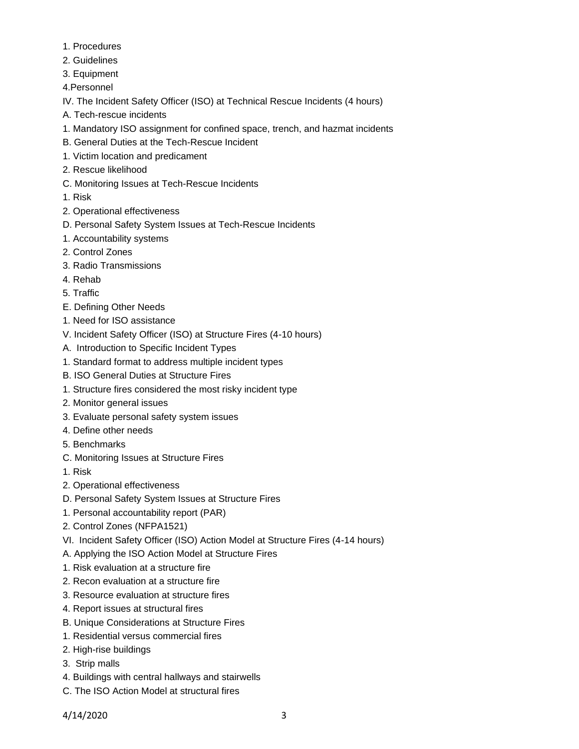1. Procedures
2. Guidelines
3. Equipment
4.Personnel

IV. The Incident Safety Officer (ISO) at Technical Rescue Incidents (4 hours)

A. Tech-rescue incidents

1. Mandatory ISO assignment for confined space, trench, and hazmat incidents

B. General Duties at the Tech-Rescue Incident

1. Victim location and predicament
2. Rescue likelihood

C. Monitoring Issues at Tech-Rescue Incidents

1. Risk
2. Operational effectiveness

D. Personal Safety System Issues at Tech-Rescue Incidents

1. Accountability systems
2. Control Zones
3. Radio Transmissions
4. Rehab
5. Traffic

E. Defining Other Needs

1. Need for ISO assistance

V. Incident Safety Officer (ISO) at Structure Fires (4-10 hours)

A. Introduction to Specific Incident Types

1. Standard format to address multiple incident types

B. ISO General Duties at Structure Fires

1. Structure fires considered the most risky incident type
2. Monitor general issues
3. Evaluate personal safety system issues
4. Define other needs
5. Benchmarks

C. Monitoring Issues at Structure Fires

1. Risk
2. Operational effectiveness

D. Personal Safety System Issues at Structure Fires

1. Personal accountability report (PAR)
2. Control Zones (NFPA1521)

VI. Incident Safety Officer (ISO) Action Model at Structure Fires (4-14 hours)

A. Applying the ISO Action Model at Structure Fires

1. Risk evaluation at a structure fire
2. Recon evaluation at a structure fire
3. Resource evaluation at structure fires
4. Report issues at structural fires

B. Unique Considerations at Structure Fires

1. Residential versus commercial fires
2. High-rise buildings
3. Strip malls
4. Buildings with central hallways and stairwells

C. The ISO Action Model at structural fires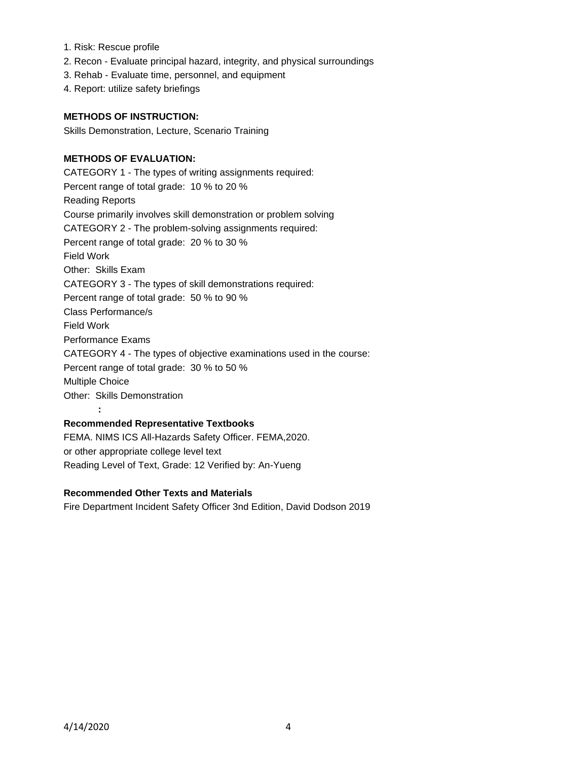1. Risk: Rescue profile
2. Recon - Evaluate principal hazard, integrity, and physical surroundings
3. Rehab - Evaluate time, personnel, and equipment
4. Report: utilize safety briefings

**METHODS OF INSTRUCTION:**

Skills Demonstration, Lecture, Scenario Training

**METHODS OF EVALUATION:**

CATEGORY 1 - The types of writing assignments required:
Percent range of total grade: 10 % to 20 %
Reading Reports
Course primarily involves skill demonstration or problem solving
CATEGORY 2 - The problem-solving assignments required:
Percent range of total grade: 20 % to 30 %
Field Work
Other: Skills Exam
CATEGORY 3 - The types of skill demonstrations required:
Percent range of total grade: 50 % to 90 %
Class Performance/s
Field Work
Performance Exams
CATEGORY 4 - The types of objective examinations used in the course:
Percent range of total grade: 30 % to 50 %
Multiple Choice
Other: Skills Demonstration

**:**

**Recommended Representative Textbooks**

FEMA. NIMS ICS All-Hazards Safety Officer. FEMA,2020.
or other appropriate college level text
Reading Level of Text, Grade: 12 Verified by: An-Yueng

**Recommended Other Texts and Materials**

Fire Department Incident Safety Officer 3nd Edition, David Dodson 2019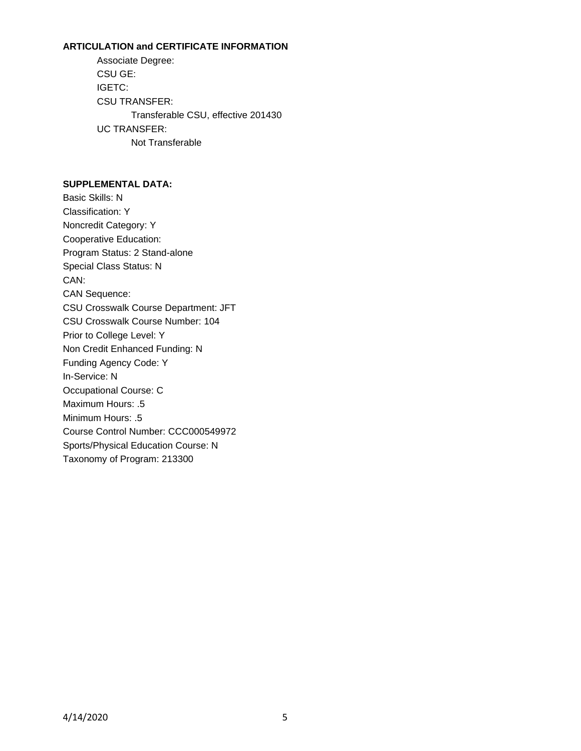**ARTICULATION and CERTIFICATE INFORMATION**

Associate Degree:
CSU GE:
IGETC:
CSU TRANSFER:
    Transferable CSU, effective 201430
UC TRANSFER:
    Not Transferable

**SUPPLEMENTAL DATA:**

Basic Skills: N
Classification: Y
Noncredit Category: Y
Cooperative Education:
Program Status: 2 Stand-alone
Special Class Status: N
CAN:
CAN Sequence:
CSU Crosswalk Course Department: JFT
CSU Crosswalk Course Number: 104
Prior to College Level: Y
Non Credit Enhanced Funding: N
Funding Agency Code: Y
In-Service: N
Occupational Course: C
Maximum Hours: .5
Minimum Hours: .5
Course Control Number: CCC000549972
Sports/Physical Education Course: N
Taxonomy of Program: 213300